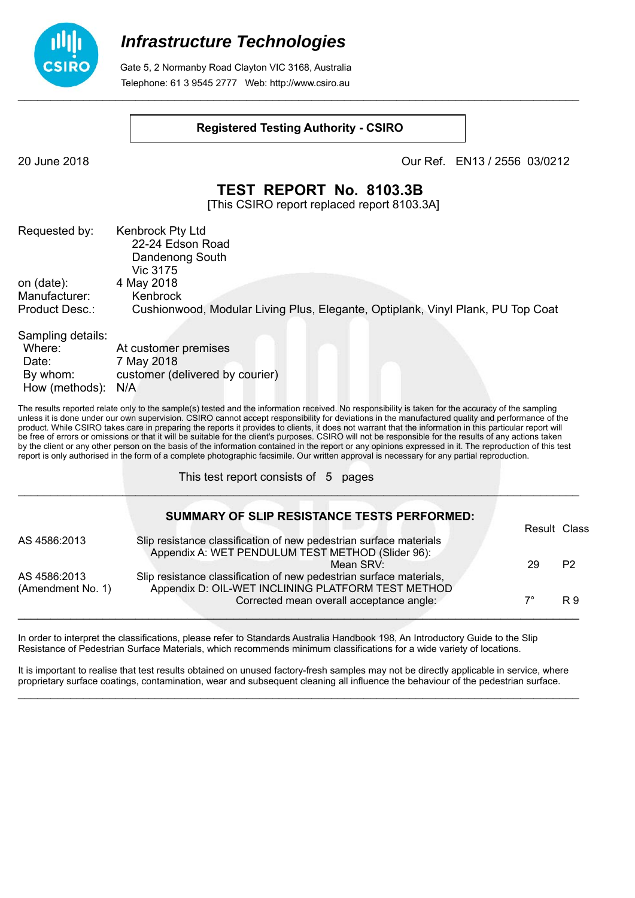# *Infrastructure Technologies*

Gate 5, 2 Normanby Road Clayton VIC 3168, Australia
Telephone: 61 3 9545 2777   Web: http://www.csiro.au

**Registered Testing Authority - CSIRO**

20 June 2018

Our Ref.   EN13 / 2556  03/0212

## TEST REPORT No. 8103.3B

[This CSIRO report replaced report 8103.3A]

| | |
|---|---|
| Requested by: | Kenbrock Pty Ltd<br>22-24 Edson Road<br>Dandenong South<br>Vic 3175 |
| on (date): | 4 May 2018 |
| Manufacturer: | Kenbrock |
| Product Desc.: | Cushionwood, Modular Living Plus, Elegante, Optiplank, Vinyl Plank, PU Top Coat |

Sampling details:

| | |
|---|---|
| Where: | At customer premises |
| Date: | 7 May 2018 |
| By whom: | customer (delivered by courier) |
| How (methods): | N/A |

The results reported relate only to the sample(s) tested and the information received. No responsibility is taken for the accuracy of the sampling unless it is done under our own supervision. CSIRO cannot accept responsibility for deviations in the manufactured quality and performance of the product. While CSIRO takes care in preparing the reports it provides to clients, it does not warrant that the information in this particular report will be free of errors or omissions or that it will be suitable for the client's purposes. CSIRO will not be responsible for the results of any actions taken by the client or any other person on the basis of the information contained in the report or any opinions expressed in it. The reproduction of this test report is only authorised in the form of a complete photographic facsimile. Our written approval is necessary for any partial reproduction.

This test report consists of 5 pages

### SUMMARY OF SLIP RESISTANCE TESTS PERFORMED:

| | | Result | Class |
|---|---|---|---|
| AS 4586:2013 | Slip resistance classification of new pedestrian surface materials<br>Appendix A: WET PENDULUM TEST METHOD (Slider 96):<br>Mean SRV: | 29 | P2 |
| AS 4586:2013 (Amendment No. 1) | Slip resistance classification of new pedestrian surface materials,<br>Appendix D: OIL-WET INCLINING PLATFORM TEST METHOD<br>Corrected mean overall acceptance angle: | 7° | R 9 |

In order to interpret the classifications, please refer to Standards Australia Handbook 198, An Introductory Guide to the Slip Resistance of Pedestrian Surface Materials, which recommends minimum classifications for a wide variety of locations.

It is important to realise that test results obtained on unused factory-fresh samples may not be directly applicable in service, where proprietary surface coatings, contamination, wear and subsequent cleaning all influence the behaviour of the pedestrian surface.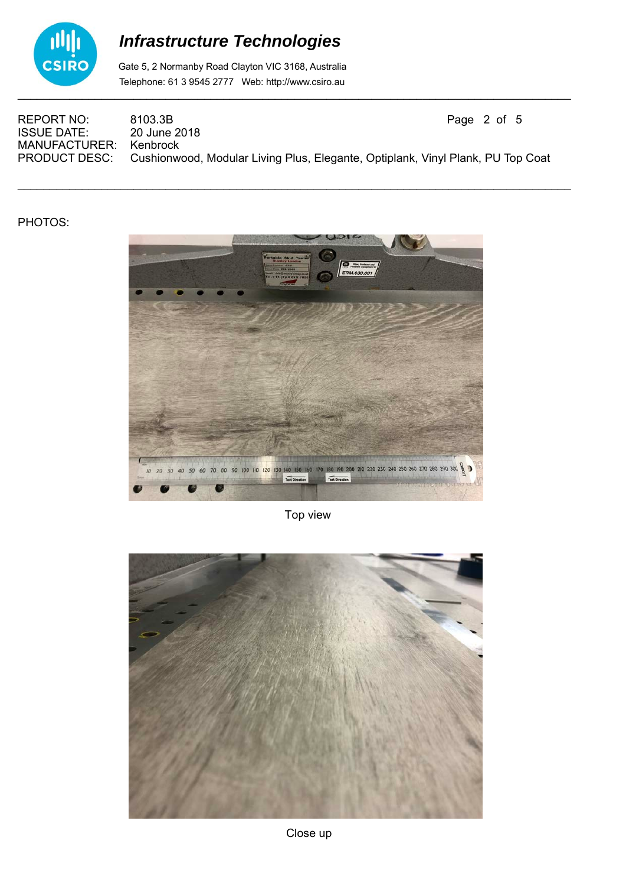REPORT NO: 8103.3B
ISSUE DATE: 20 June 2018
MANUFACTURER: Kenbrock
PRODUCT DESC: Cushionwood, Modular Living Plus, Elegante, Optiplank, Vinyl Plank, PU Top Coat

PHOTOS:

Top view

Close up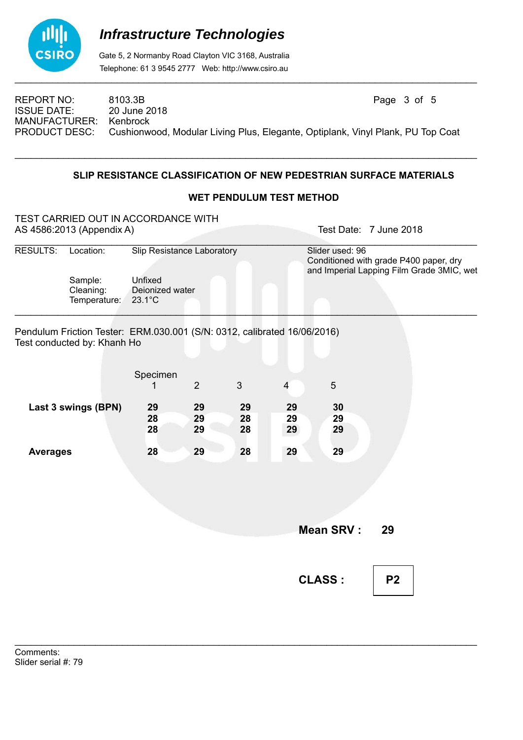# *Infrastructure Technologies*

Gate 5, 2 Normanby Road Clayton VIC 3168, Australia
Telephone: 61 3 9545 2777 Web: http://www.csiro.au

| | |
|---|---|
| REPORT NO: | 8103.3B |
| ISSUE DATE: | 20 June 2018 |
| MANUFACTURER: | Kenbrock |
| PRODUCT DESC: | Cushionwood, Modular Living Plus, Elegante, Optiplank, Vinyl Plank, PU Top Coat |

## SLIP RESISTANCE CLASSIFICATION OF NEW PEDESTRIAN SURFACE MATERIALS

### WET PENDULUM TEST METHOD

TEST CARRIED OUT IN ACCORDANCE WITH
AS 4586:2013 (Appendix A)

Test Date: 7 June 2018

RESULTS:

Location: Slip Resistance Laboratory

Sample: Unfixed
Cleaning: Deionized water
Temperature: 23.1°C

Slider used: 96
Conditioned with grade P400 paper, dry
and Imperial Lapping Film Grade 3MIC, wet

Pendulum Friction Tester: ERM.030.001 (S/N: 0312, calibrated 16/06/2016)
Test conducted by: Khanh Ho

| | Specimen 1 | 2 | 3 | 4 | 5 |
|---|---|---|---|---|---|
| **Last 3 swings (BPN)** | **29** | **29** | **29** | **29** | **30** |
| | **28** | **29** | **28** | **29** | **29** |
| | **28** | **29** | **28** | **29** | **29** |
| **Averages** | **28** | **29** | **28** | **29** | **29** |

**Mean SRV : 29**

**CLASS : P2**

Comments:
Slider serial #: 79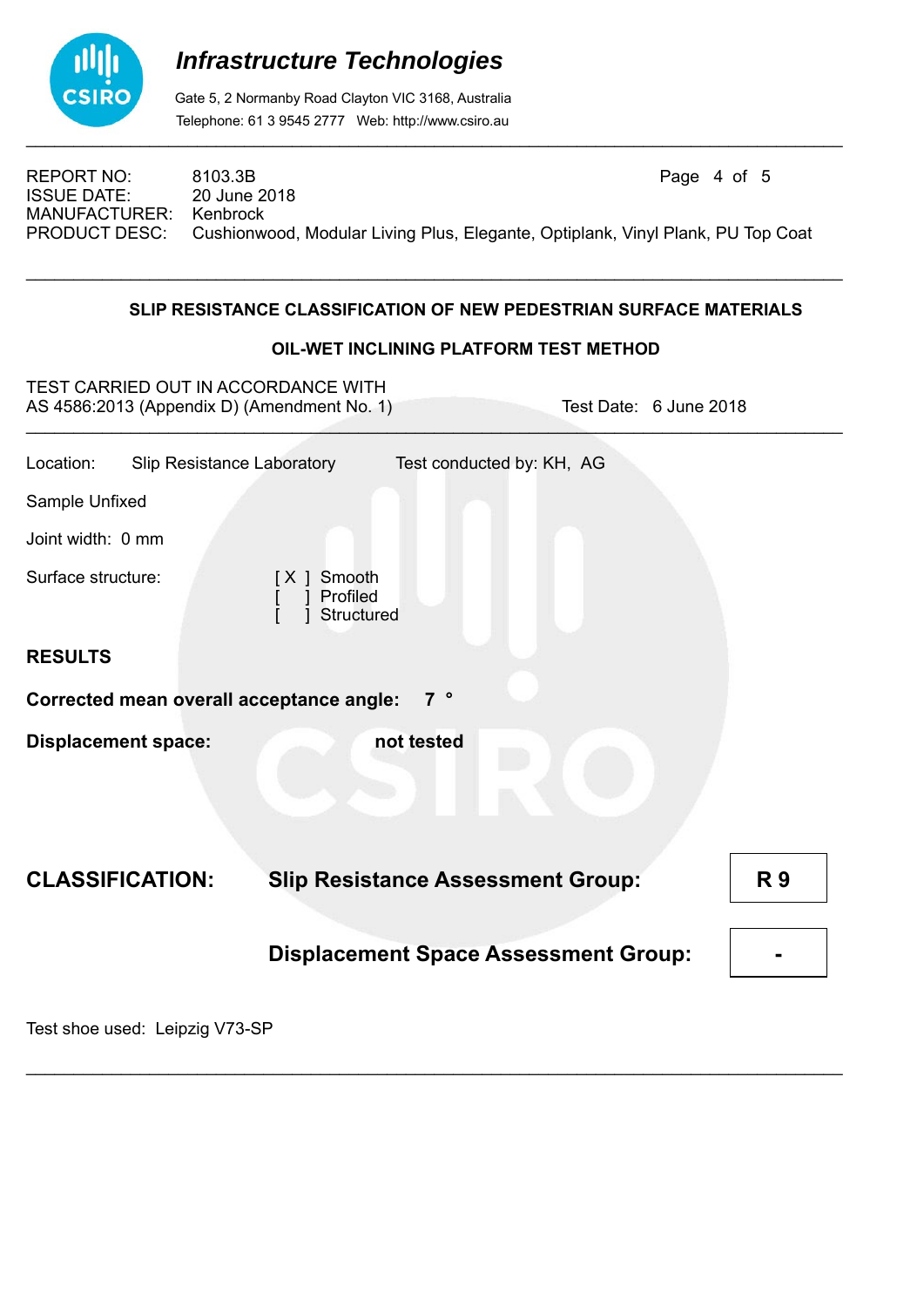REPORT NO: 8103.3B
ISSUE DATE: 20 June 2018
MANUFACTURER: Kenbrock
PRODUCT DESC: Cushionwood, Modular Living Plus, Elegante, Optiplank, Vinyl Plank, PU Top Coat

---

## SLIP RESISTANCE CLASSIFICATION OF NEW PEDESTRIAN SURFACE MATERIALS

## OIL-WET INCLINING PLATFORM TEST METHOD

TEST CARRIED OUT IN ACCORDANCE WITH
AS 4586:2013 (Appendix D) (Amendment No. 1) Test Date: 6 June 2018

---

Location: Slip Resistance Laboratory Test conducted by: KH, AG

Sample Unfixed

Joint width: 0 mm

Surface structure:
[ X ] Smooth
[ ] Profiled
[ ] Structured

**RESULTS**

**Corrected mean overall acceptance angle: 7 °**

**Displacement space: not tested**

**CLASSIFICATION:**

| | |
|---|---|
| **Slip Resistance Assessment Group:** | **R 9** |
| **Displacement Space Assessment Group:** | **-** |

Test shoe used: Leipzig V73-SP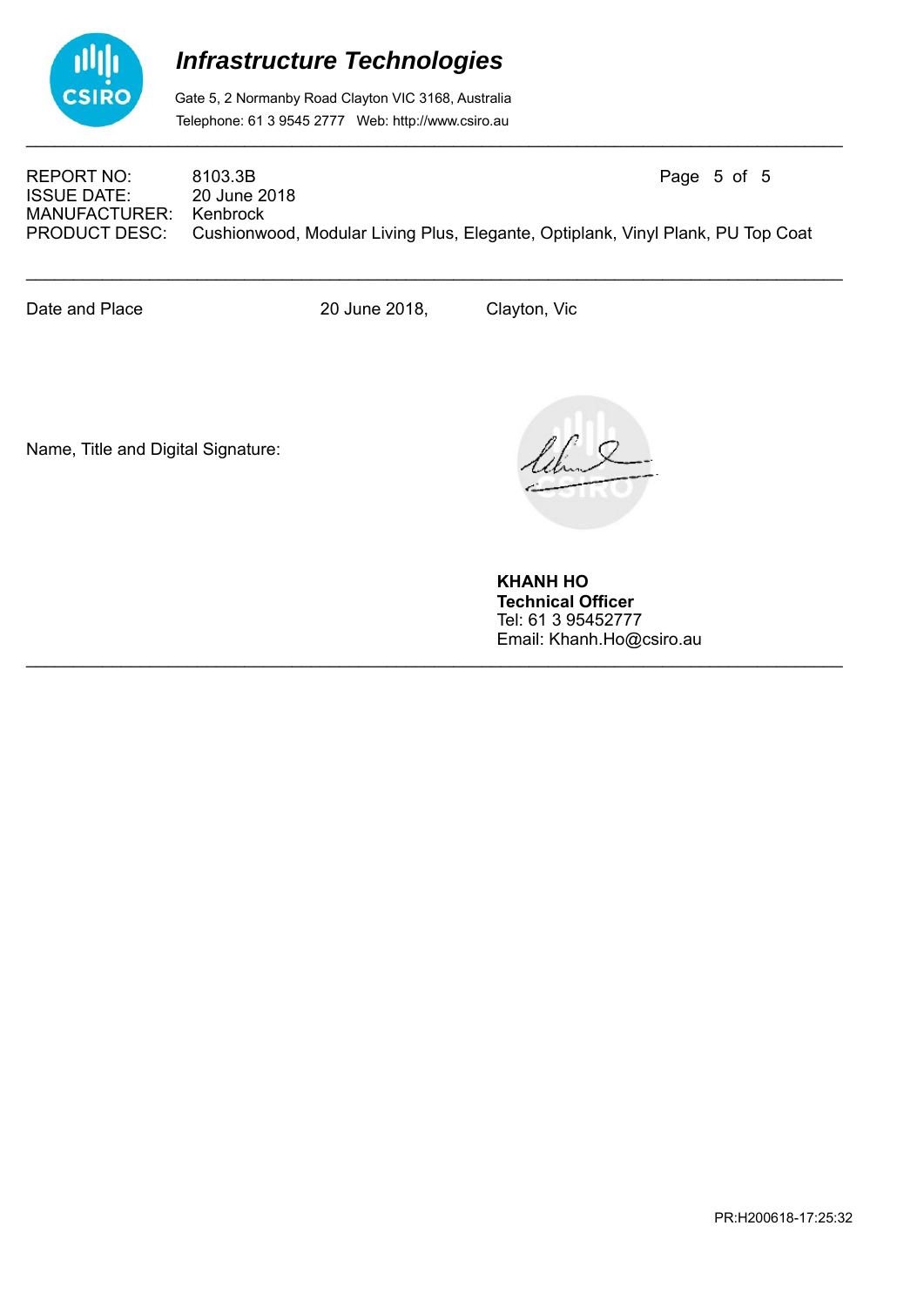**Infrastructure Technologies**

Gate 5, 2 Normanby Road Clayton VIC 3168, Australia
Telephone: 61 3 9545 2777 Web: http://www.csiro.au

| | |
|---|---|
| REPORT NO: | 8103.3B |
| ISSUE DATE: | 20 June 2018 |
| MANUFACTURER: | Kenbrock |
| PRODUCT DESC: | Cushionwood, Modular Living Plus, Elegante, Optiplank, Vinyl Plank, PU Top Coat |

Date and Place 20 June 2018, Clayton, Vic

Name, Title and Digital Signature:

**KHANH HO**
**Technical Officer**
Tel: 61 3 95452777
Email: Khanh.Ho@csiro.au

PR:H200618-17:25:32